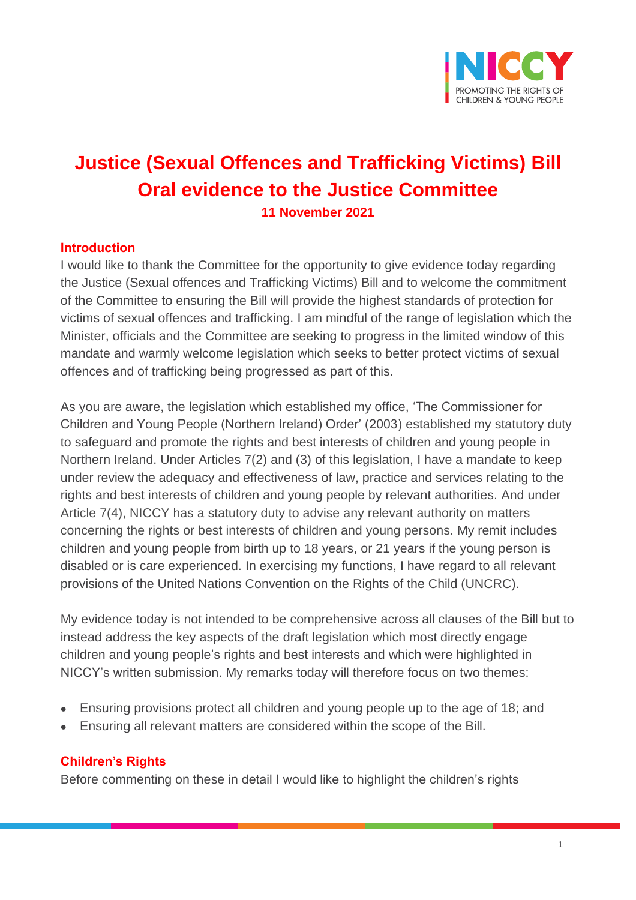# Justice (Sexual Offences and Trafficking Victims) Bill
# Oral evidence to the Justice Committee

**11 November 2021**

## Introduction

I would like to thank the Committee for the opportunity to give evidence today regarding the Justice (Sexual offences and Trafficking Victims) Bill and to welcome the commitment of the Committee to ensuring the Bill will provide the highest standards of protection for victims of sexual offences and trafficking. I am mindful of the range of legislation which the Minister, officials and the Committee are seeking to progress in the limited window of this mandate and warmly welcome legislation which seeks to better protect victims of sexual offences and of trafficking being progressed as part of this.

As you are aware, the legislation which established my office, 'The Commissioner for Children and Young People (Northern Ireland) Order' (2003) established my statutory duty to safeguard and promote the rights and best interests of children and young people in Northern Ireland. Under Articles 7(2) and (3) of this legislation, I have a mandate to keep under review the adequacy and effectiveness of law, practice and services relating to the rights and best interests of children and young people by relevant authorities. And under Article 7(4), NICCY has a statutory duty to advise any relevant authority on matters concerning the rights or best interests of children and young persons. My remit includes children and young people from birth up to 18 years, or 21 years if the young person is disabled or is care experienced. In exercising my functions, I have regard to all relevant provisions of the United Nations Convention on the Rights of the Child (UNCRC).

My evidence today is not intended to be comprehensive across all clauses of the Bill but to instead address the key aspects of the draft legislation which most directly engage children and young people's rights and best interests and which were highlighted in NICCY's written submission. My remarks today will therefore focus on two themes:

- Ensuring provisions protect all children and young people up to the age of 18; and
- Ensuring all relevant matters are considered within the scope of the Bill.

## Children's Rights

Before commenting on these in detail I would like to highlight the children's rights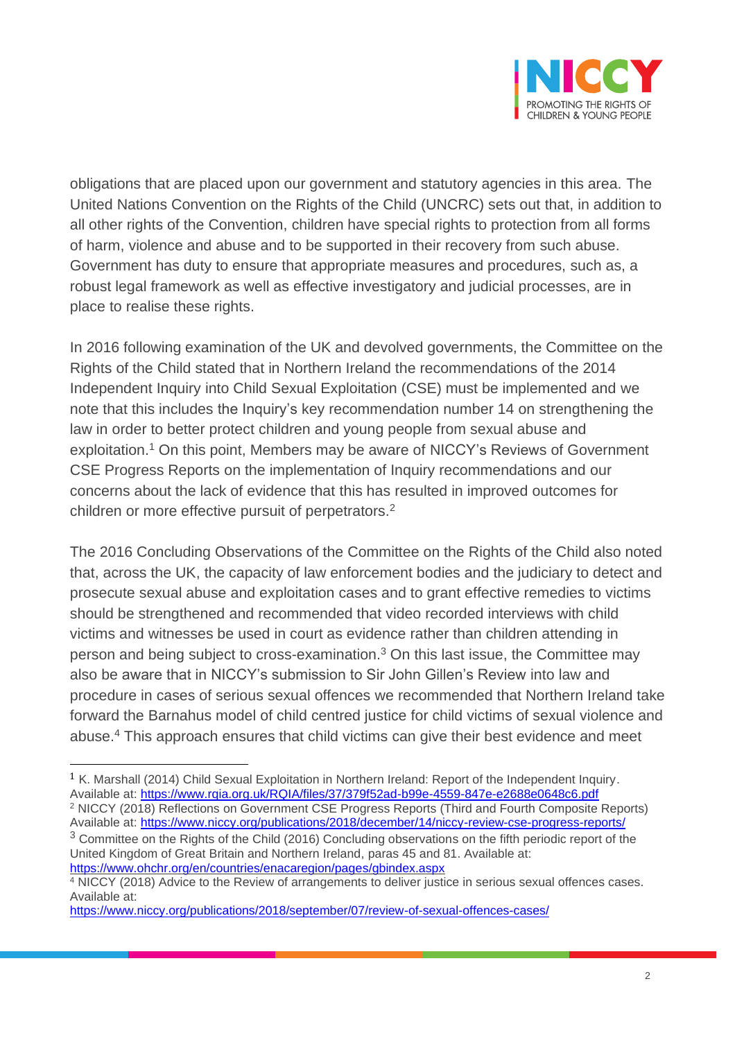obligations that are placed upon our government and statutory agencies in this area. The United Nations Convention on the Rights of the Child (UNCRC) sets out that, in addition to all other rights of the Convention, children have special rights to protection from all forms of harm, violence and abuse and to be supported in their recovery from such abuse. Government has duty to ensure that appropriate measures and procedures, such as, a robust legal framework as well as effective investigatory and judicial processes, are in place to realise these rights.

In 2016 following examination of the UK and devolved governments, the Committee on the Rights of the Child stated that in Northern Ireland the recommendations of the 2014 Independent Inquiry into Child Sexual Exploitation (CSE) must be implemented and we note that this includes the Inquiry's key recommendation number 14 on strengthening the law in order to better protect children and young people from sexual abuse and exploitation.[1] On this point, Members may be aware of NICCY's Reviews of Government CSE Progress Reports on the implementation of Inquiry recommendations and our concerns about the lack of evidence that this has resulted in improved outcomes for children or more effective pursuit of perpetrators.[2]

The 2016 Concluding Observations of the Committee on the Rights of the Child also noted that, across the UK, the capacity of law enforcement bodies and the judiciary to detect and prosecute sexual abuse and exploitation cases and to grant effective remedies to victims should be strengthened and recommended that video recorded interviews with child victims and witnesses be used in court as evidence rather than children attending in person and being subject to cross-examination.[3] On this last issue, the Committee may also be aware that in NICCY's submission to Sir John Gillen's Review into law and procedure in cases of serious sexual offences we recommended that Northern Ireland take forward the Barnahus model of child centred justice for child victims of sexual violence and abuse.[4] This approach ensures that child victims can give their best evidence and meet

---

[1] K. Marshall (2014) Child Sexual Exploitation in Northern Ireland: Report of the Independent Inquiry. Available at: https://www.rqia.org.uk/RQIA/files/37/379f52ad-b99e-4559-847e-e2688e0648c6.pdf

[2] NICCY (2018) Reflections on Government CSE Progress Reports (Third and Fourth Composite Reports) Available at: https://www.niccy.org/publications/2018/december/14/niccy-review-cse-progress-reports/

[3] Committee on the Rights of the Child (2016) Concluding observations on the fifth periodic report of the United Kingdom of Great Britain and Northern Ireland, paras 45 and 81. Available at: https://www.ohchr.org/en/countries/enacaregion/pages/gbindex.aspx

[4] NICCY (2018) Advice to the Review of arrangements to deliver justice in serious sexual offences cases. Available at: https://www.niccy.org/publications/2018/september/07/review-of-sexual-offences-cases/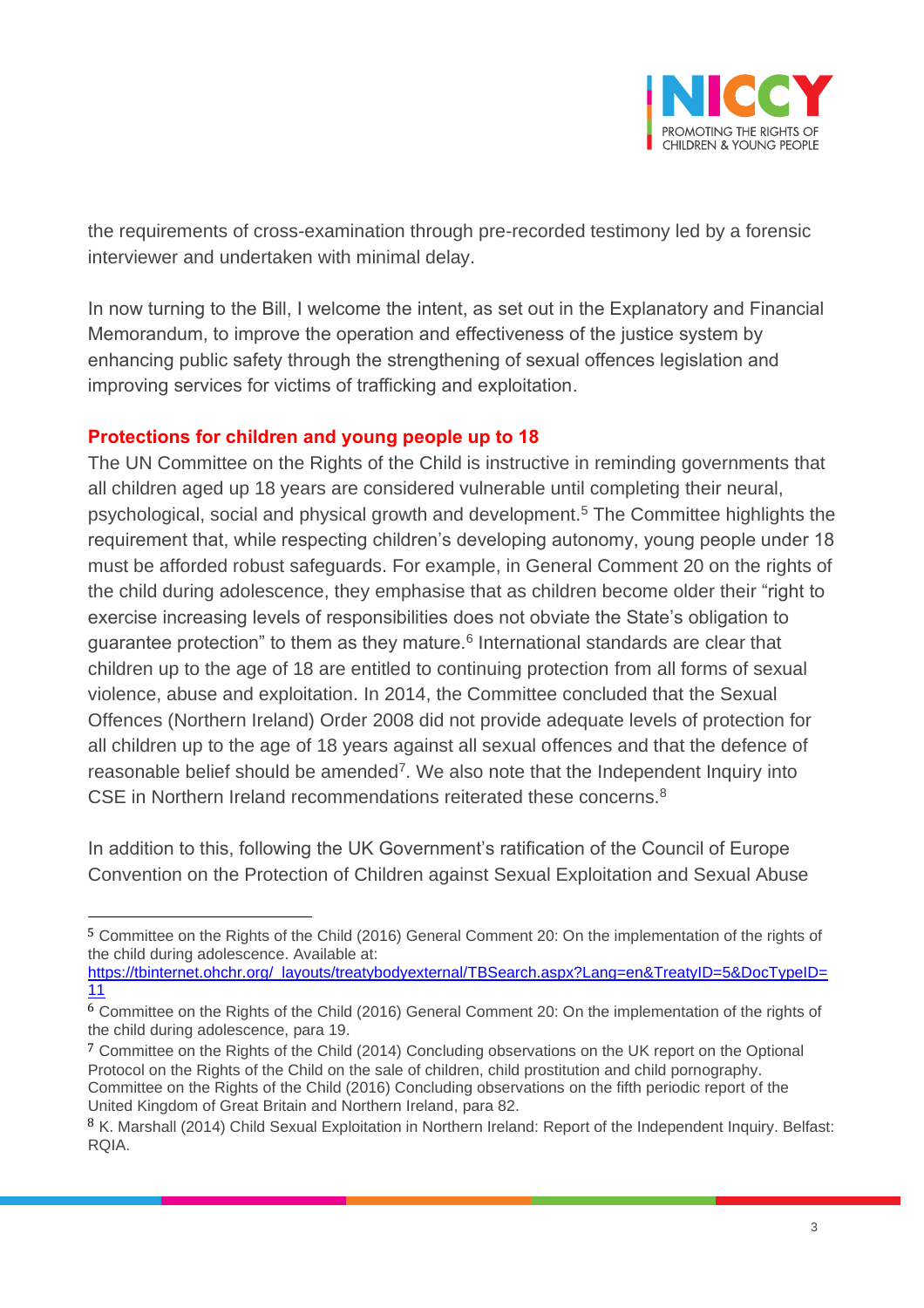the requirements of cross-examination through pre-recorded testimony led by a forensic interviewer and undertaken with minimal delay.

In now turning to the Bill, I welcome the intent, as set out in the Explanatory and Financial Memorandum, to improve the operation and effectiveness of the justice system by enhancing public safety through the strengthening of sexual offences legislation and improving services for victims of trafficking and exploitation.

## Protections for children and young people up to 18

The UN Committee on the Rights of the Child is instructive in reminding governments that all children aged up 18 years are considered vulnerable until completing their neural, psychological, social and physical growth and development.[5] The Committee highlights the requirement that, while respecting children's developing autonomy, young people under 18 must be afforded robust safeguards. For example, in General Comment 20 on the rights of the child during adolescence, they emphasise that as children become older their "right to exercise increasing levels of responsibilities does not obviate the State's obligation to guarantee protection" to them as they mature.[6] International standards are clear that children up to the age of 18 are entitled to continuing protection from all forms of sexual violence, abuse and exploitation. In 2014, the Committee concluded that the Sexual Offences (Northern Ireland) Order 2008 did not provide adequate levels of protection for all children up to the age of 18 years against all sexual offences and that the defence of reasonable belief should be amended[7]. We also note that the Independent Inquiry into CSE in Northern Ireland recommendations reiterated these concerns.[8]

In addition to this, following the UK Government's ratification of the Council of Europe Convention on the Protection of Children against Sexual Exploitation and Sexual Abuse

---

[5] Committee on the Rights of the Child (2016) General Comment 20: On the implementation of the rights of the child during adolescence. Available at: [https://tbinternet.ohchr.org/_layouts/treatybodyexternal/TBSearch.aspx?Lang=en&TreatyID=5&DocTypeID=11](https://tbinternet.ohchr.org/_layouts/treatybodyexternal/TBSearch.aspx?Lang=en&TreatyID=5&DocTypeID=11)

[6] Committee on the Rights of the Child (2016) General Comment 20: On the implementation of the rights of the child during adolescence, para 19.

[7] Committee on the Rights of the Child (2014) Concluding observations on the UK report on the Optional Protocol on the Rights of the Child on the sale of children, child prostitution and child pornography. Committee on the Rights of the Child (2016) Concluding observations on the fifth periodic report of the United Kingdom of Great Britain and Northern Ireland, para 82.

[8] K. Marshall (2014) Child Sexual Exploitation in Northern Ireland: Report of the Independent Inquiry. Belfast: RQIA.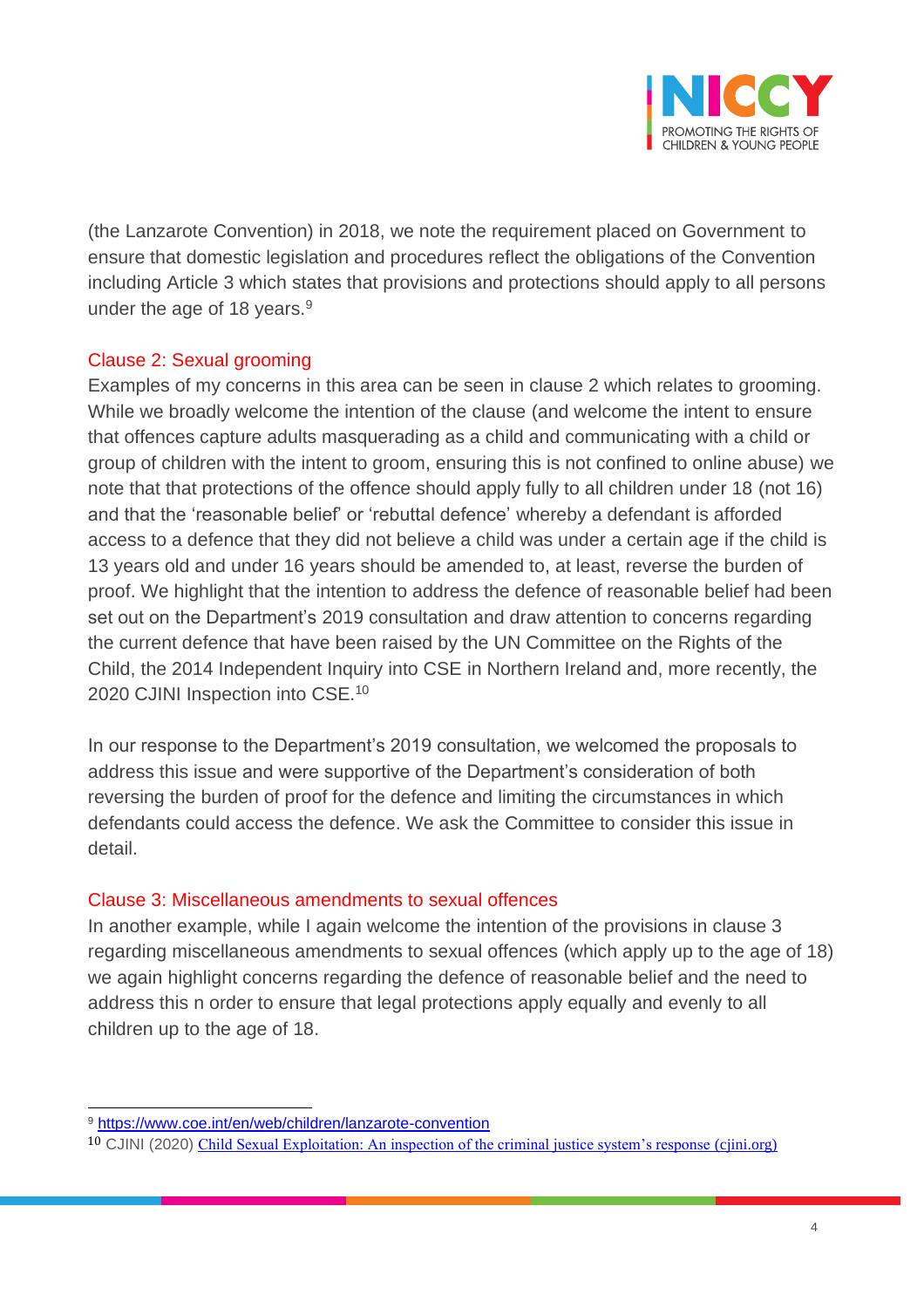(the Lanzarote Convention) in 2018, we note the requirement placed on Government to ensure that domestic legislation and procedures reflect the obligations of the Convention including Article 3 which states that provisions and protections should apply to all persons under the age of 18 years.[9]

## Clause 2: Sexual grooming

Examples of my concerns in this area can be seen in clause 2 which relates to grooming. While we broadly welcome the intention of the clause (and welcome the intent to ensure that offences capture adults masquerading as a child and communicating with a child or group of children with the intent to groom, ensuring this is not confined to online abuse) we note that that protections of the offence should apply fully to all children under 18 (not 16) and that the 'reasonable belief' or 'rebuttal defence' whereby a defendant is afforded access to a defence that they did not believe a child was under a certain age if the child is 13 years old and under 16 years should be amended to, at least, reverse the burden of proof. We highlight that the intention to address the defence of reasonable belief had been set out on the Department's 2019 consultation and draw attention to concerns regarding the current defence that have been raised by the UN Committee on the Rights of the Child, the 2014 Independent Inquiry into CSE in Northern Ireland and, more recently, the 2020 CJINI Inspection into CSE.[10]

In our response to the Department's 2019 consultation, we welcomed the proposals to address this issue and were supportive of the Department's consideration of both reversing the burden of proof for the defence and limiting the circumstances in which defendants could access the defence. We ask the Committee to consider this issue in detail.

## Clause 3: Miscellaneous amendments to sexual offences

In another example, while I again welcome the intention of the provisions in clause 3 regarding miscellaneous amendments to sexual offences (which apply up to the age of 18) we again highlight concerns regarding the defence of reasonable belief and the need to address this n order to ensure that legal protections apply equally and evenly to all children up to the age of 18.

---

[9] https://www.coe.int/en/web/children/lanzarote-convention

[10] CJINI (2020) Child Sexual Exploitation: An inspection of the criminal justice system's response (cjini.org)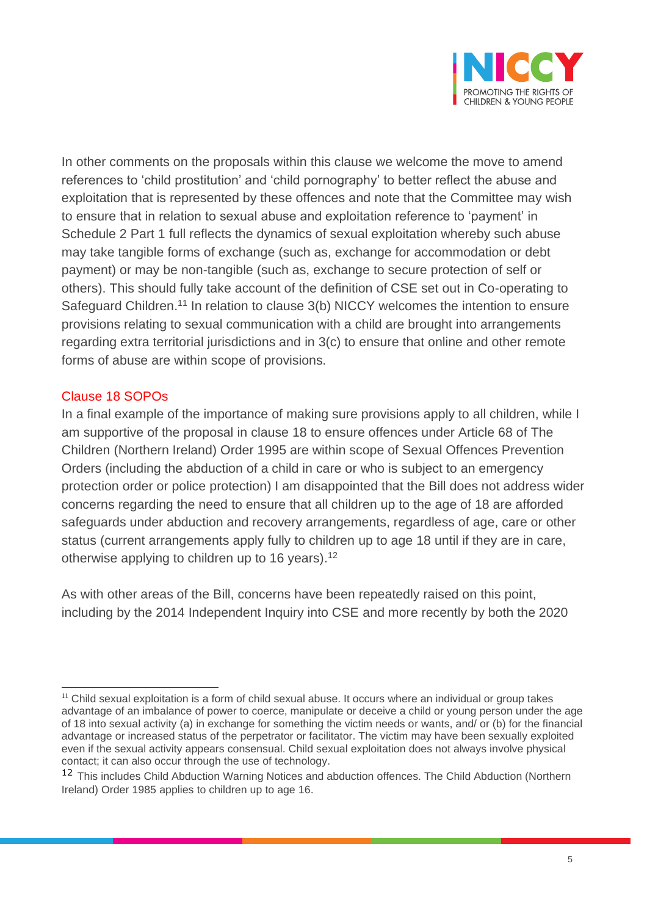In other comments on the proposals within this clause we welcome the move to amend references to 'child prostitution' and 'child pornography' to better reflect the abuse and exploitation that is represented by these offences and note that the Committee may wish to ensure that in relation to sexual abuse and exploitation reference to 'payment' in Schedule 2 Part 1 full reflects the dynamics of sexual exploitation whereby such abuse may take tangible forms of exchange (such as, exchange for accommodation or debt payment) or may be non-tangible (such as, exchange to secure protection of self or others). This should fully take account of the definition of CSE set out in Co-operating to Safeguard Children.[11] In relation to clause 3(b) NICCY welcomes the intention to ensure provisions relating to sexual communication with a child are brought into arrangements regarding extra territorial jurisdictions and in 3(c) to ensure that online and other remote forms of abuse are within scope of provisions.

## Clause 18 SOPOs

In a final example of the importance of making sure provisions apply to all children, while I am supportive of the proposal in clause 18 to ensure offences under Article 68 of The Children (Northern Ireland) Order 1995 are within scope of Sexual Offences Prevention Orders (including the abduction of a child in care or who is subject to an emergency protection order or police protection) I am disappointed that the Bill does not address wider concerns regarding the need to ensure that all children up to the age of 18 are afforded safeguards under abduction and recovery arrangements, regardless of age, care or other status (current arrangements apply fully to children up to age 18 until if they are in care, otherwise applying to children up to 16 years).[12]

As with other areas of the Bill, concerns have been repeatedly raised on this point, including by the 2014 Independent Inquiry into CSE and more recently by both the 2020

---

[11] Child sexual exploitation is a form of child sexual abuse. It occurs where an individual or group takes advantage of an imbalance of power to coerce, manipulate or deceive a child or young person under the age of 18 into sexual activity (a) in exchange for something the victim needs or wants, and/ or (b) for the financial advantage or increased status of the perpetrator or facilitator. The victim may have been sexually exploited even if the sexual activity appears consensual. Child sexual exploitation does not always involve physical contact; it can also occur through the use of technology.

[12] This includes Child Abduction Warning Notices and abduction offences. The Child Abduction (Northern Ireland) Order 1985 applies to children up to age 16.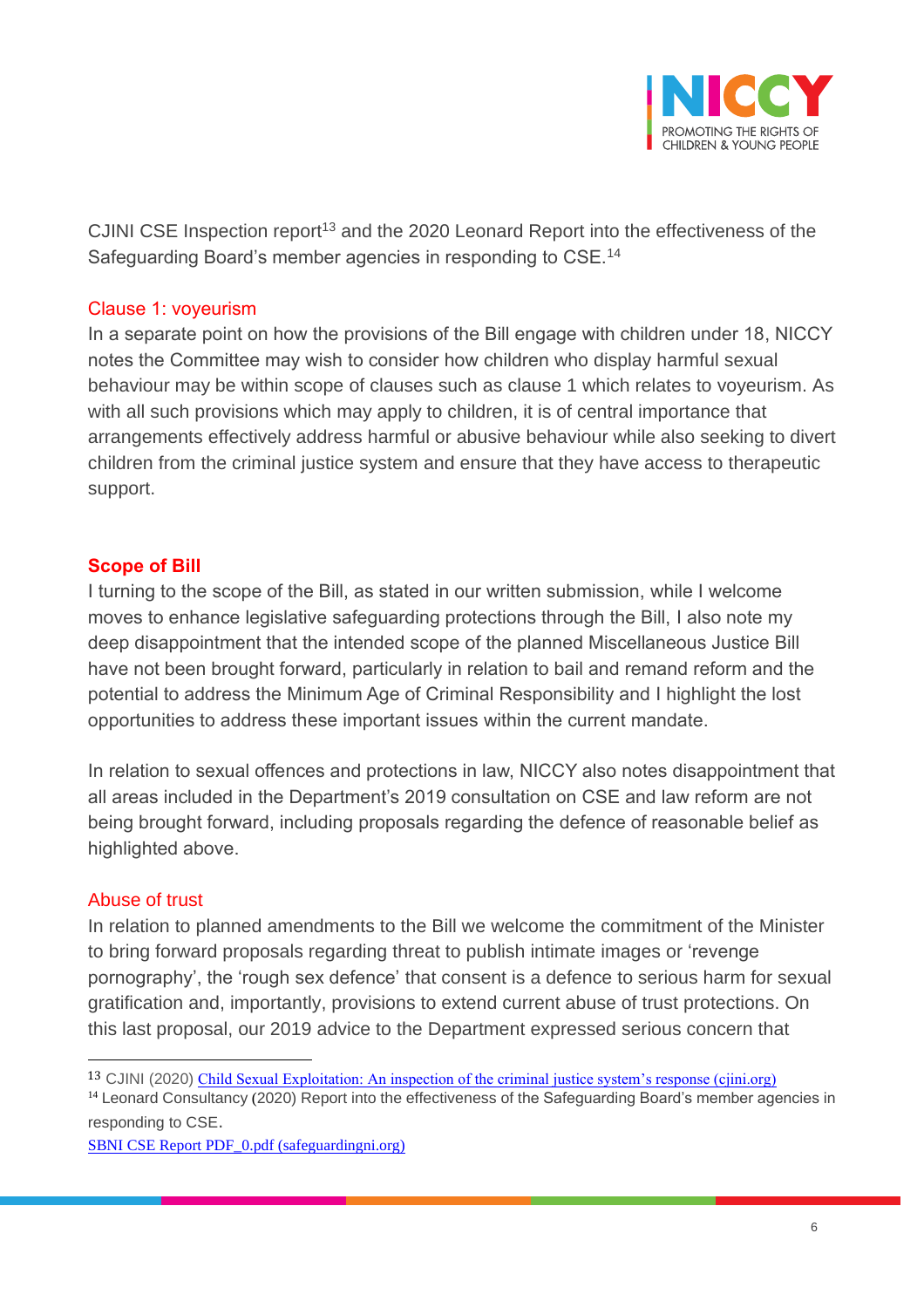CJINI CSE Inspection report[13] and the 2020 Leonard Report into the effectiveness of the Safeguarding Board's member agencies in responding to CSE.[14]

### Clause 1: voyeurism

In a separate point on how the provisions of the Bill engage with children under 18, NICCY notes the Committee may wish to consider how children who display harmful sexual behaviour may be within scope of clauses such as clause 1 which relates to voyeurism. As with all such provisions which may apply to children, it is of central importance that arrangements effectively address harmful or abusive behaviour while also seeking to divert children from the criminal justice system and ensure that they have access to therapeutic support.

## Scope of Bill

I turning to the scope of the Bill, as stated in our written submission, while I welcome moves to enhance legislative safeguarding protections through the Bill, I also note my deep disappointment that the intended scope of the planned Miscellaneous Justice Bill have not been brought forward, particularly in relation to bail and remand reform and the potential to address the Minimum Age of Criminal Responsibility and I highlight the lost opportunities to address these important issues within the current mandate.

In relation to sexual offences and protections in law, NICCY also notes disappointment that all areas included in the Department's 2019 consultation on CSE and law reform are not being brought forward, including proposals regarding the defence of reasonable belief as highlighted above.

### Abuse of trust

In relation to planned amendments to the Bill we welcome the commitment of the Minister to bring forward proposals regarding threat to publish intimate images or 'revenge pornography', the 'rough sex defence' that consent is a defence to serious harm for sexual gratification and, importantly, provisions to extend current abuse of trust protections. On this last proposal, our 2019 advice to the Department expressed serious concern that

---

[13] CJINI (2020) [Child Sexual Exploitation: An inspection of the criminal justice system's response (cjini.org)]

[14] Leonard Consultancy (2020) Report into the effectiveness of the Safeguarding Board's member agencies in responding to CSE.
[SBNI CSE Report PDF_0.pdf (safeguardingni.org)]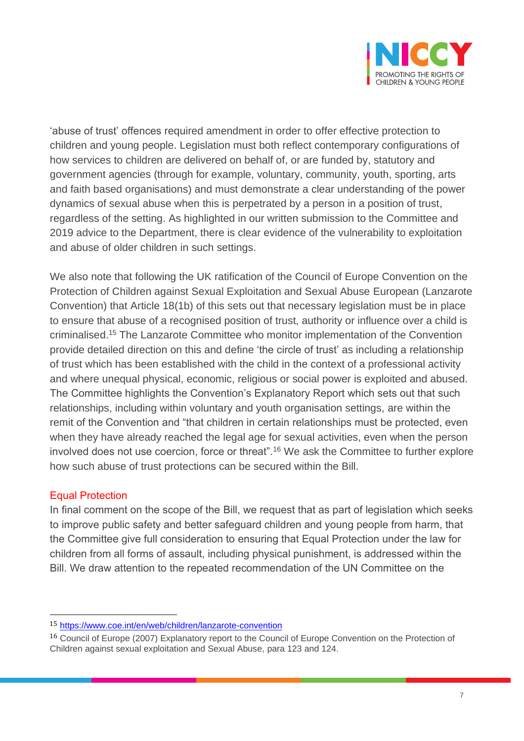'abuse of trust' offences required amendment in order to offer effective protection to children and young people. Legislation must both reflect contemporary configurations of how services to children are delivered on behalf of, or are funded by, statutory and government agencies (through for example, voluntary, community, youth, sporting, arts and faith based organisations) and must demonstrate a clear understanding of the power dynamics of sexual abuse when this is perpetrated by a person in a position of trust, regardless of the setting. As highlighted in our written submission to the Committee and 2019 advice to the Department, there is clear evidence of the vulnerability to exploitation and abuse of older children in such settings.

We also note that following the UK ratification of the Council of Europe Convention on the Protection of Children against Sexual Exploitation and Sexual Abuse European (Lanzarote Convention) that Article 18(1b) of this sets out that necessary legislation must be in place to ensure that abuse of a recognised position of trust, authority or influence over a child is criminalised.[15] The Lanzarote Committee who monitor implementation of the Convention provide detailed direction on this and define 'the circle of trust' as including a relationship of trust which has been established with the child in the context of a professional activity and where unequal physical, economic, religious or social power is exploited and abused. The Committee highlights the Convention's Explanatory Report which sets out that such relationships, including within voluntary and youth organisation settings, are within the remit of the Convention and "that children in certain relationships must be protected, even when they have already reached the legal age for sexual activities, even when the person involved does not use coercion, force or threat".[16] We ask the Committee to further explore how such abuse of trust protections can be secured within the Bill.

## Equal Protection

In final comment on the scope of the Bill, we request that as part of legislation which seeks to improve public safety and better safeguard children and young people from harm, that the Committee give full consideration to ensuring that Equal Protection under the law for children from all forms of assault, including physical punishment, is addressed within the Bill. We draw attention to the repeated recommendation of the UN Committee on the

---

[15] https://www.coe.int/en/web/children/lanzarote-convention

[16] Council of Europe (2007) Explanatory report to the Council of Europe Convention on the Protection of Children against sexual exploitation and Sexual Abuse, para 123 and 124.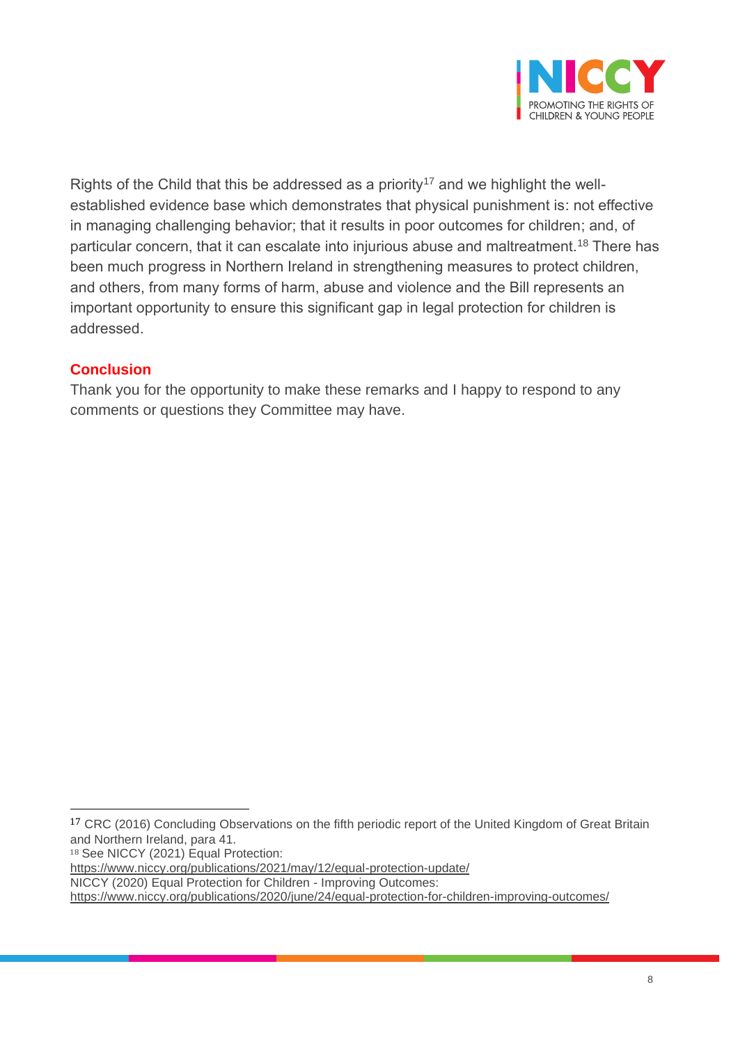Rights of the Child that this be addressed as a priority[17] and we highlight the well-established evidence base which demonstrates that physical punishment is: not effective in managing challenging behavior; that it results in poor outcomes for children; and, of particular concern, that it can escalate into injurious abuse and maltreatment.[18] There has been much progress in Northern Ireland in strengthening measures to protect children, and others, from many forms of harm, abuse and violence and the Bill represents an important opportunity to ensure this significant gap in legal protection for children is addressed.

## Conclusion

Thank you for the opportunity to make these remarks and I happy to respond to any comments or questions they Committee may have.

---

[17] CRC (2016) Concluding Observations on the fifth periodic report of the United Kingdom of Great Britain and Northern Ireland, para 41.

[18] See NICCY (2021) Equal Protection: https://www.niccy.org/publications/2021/may/12/equal-protection-update/
NICCY (2020) Equal Protection for Children - Improving Outcomes: https://www.niccy.org/publications/2020/june/24/equal-protection-for-children-improving-outcomes/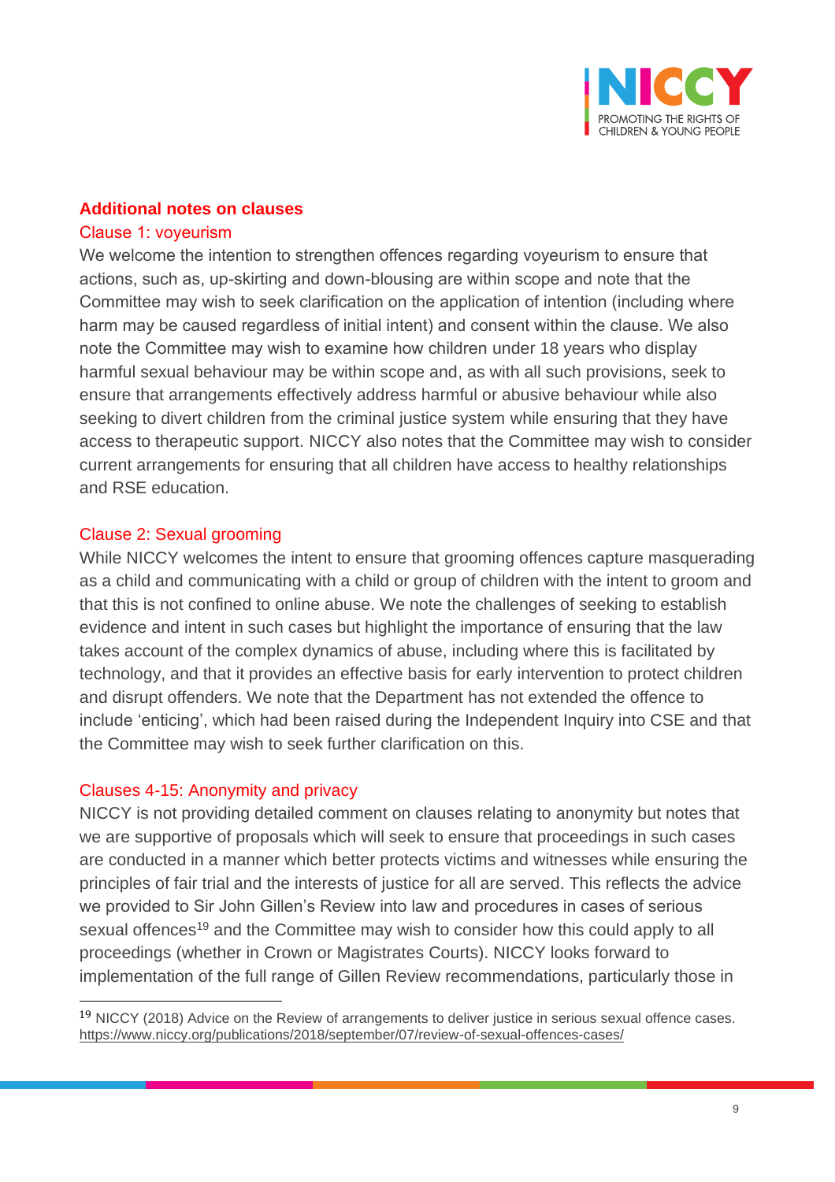## Additional notes on clauses

### Clause 1: voyeurism

We welcome the intention to strengthen offences regarding voyeurism to ensure that actions, such as, up-skirting and down-blousing are within scope and note that the Committee may wish to seek clarification on the application of intention (including where harm may be caused regardless of initial intent) and consent within the clause. We also note the Committee may wish to examine how children under 18 years who display harmful sexual behaviour may be within scope and, as with all such provisions, seek to ensure that arrangements effectively address harmful or abusive behaviour while also seeking to divert children from the criminal justice system while ensuring that they have access to therapeutic support. NICCY also notes that the Committee may wish to consider current arrangements for ensuring that all children have access to healthy relationships and RSE education.

### Clause 2: Sexual grooming

While NICCY welcomes the intent to ensure that grooming offences capture masquerading as a child and communicating with a child or group of children with the intent to groom and that this is not confined to online abuse. We note the challenges of seeking to establish evidence and intent in such cases but highlight the importance of ensuring that the law takes account of the complex dynamics of abuse, including where this is facilitated by technology, and that it provides an effective basis for early intervention to protect children and disrupt offenders. We note that the Department has not extended the offence to include 'enticing', which had been raised during the Independent Inquiry into CSE and that the Committee may wish to seek further clarification on this.

### Clauses 4-15: Anonymity and privacy

NICCY is not providing detailed comment on clauses relating to anonymity but notes that we are supportive of proposals which will seek to ensure that proceedings in such cases are conducted in a manner which better protects victims and witnesses while ensuring the principles of fair trial and the interests of justice for all are served. This reflects the advice we provided to Sir John Gillen's Review into law and procedures in cases of serious sexual offences[19] and the Committee may wish to consider how this could apply to all proceedings (whether in Crown or Magistrates Courts). NICCY looks forward to implementation of the full range of Gillen Review recommendations, particularly those in

---

[19] NICCY (2018) Advice on the Review of arrangements to deliver justice in serious sexual offence cases. https://www.niccy.org/publications/2018/september/07/review-of-sexual-offences-cases/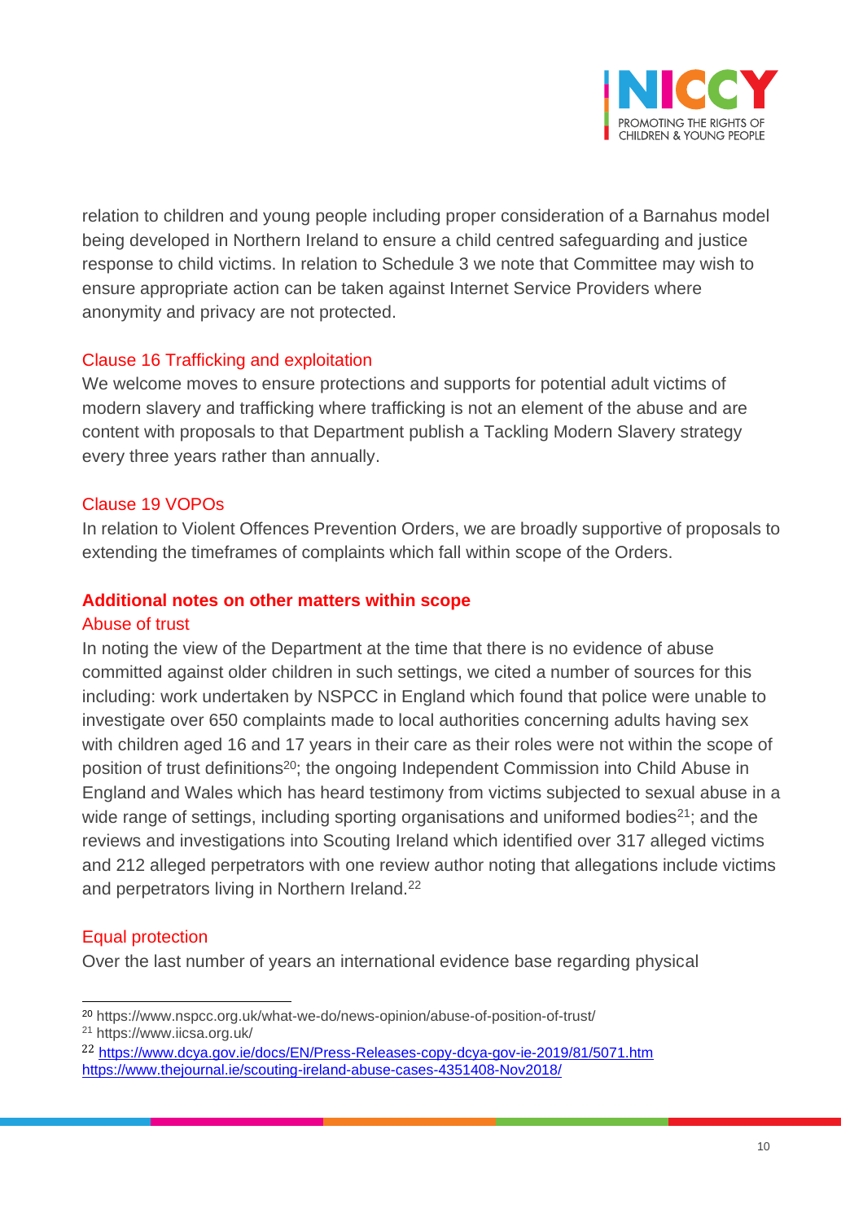relation to children and young people including proper consideration of a Barnahus model being developed in Northern Ireland to ensure a child centred safeguarding and justice response to child victims. In relation to Schedule 3 we note that Committee may wish to ensure appropriate action can be taken against Internet Service Providers where anonymity and privacy are not protected.

### Clause 16 Trafficking and exploitation

We welcome moves to ensure protections and supports for potential adult victims of modern slavery and trafficking where trafficking is not an element of the abuse and are content with proposals to that Department publish a Tackling Modern Slavery strategy every three years rather than annually.

### Clause 19 VOPOs

In relation to Violent Offences Prevention Orders, we are broadly supportive of proposals to extending the timeframes of complaints which fall within scope of the Orders.

## Additional notes on other matters within scope

### Abuse of trust

In noting the view of the Department at the time that there is no evidence of abuse committed against older children in such settings, we cited a number of sources for this including: work undertaken by NSPCC in England which found that police were unable to investigate over 650 complaints made to local authorities concerning adults having sex with children aged 16 and 17 years in their care as their roles were not within the scope of position of trust definitions[20]; the ongoing Independent Commission into Child Abuse in England and Wales which has heard testimony from victims subjected to sexual abuse in a wide range of settings, including sporting organisations and uniformed bodies[21]; and the reviews and investigations into Scouting Ireland which identified over 317 alleged victims and 212 alleged perpetrators with one review author noting that allegations include victims and perpetrators living in Northern Ireland.[22]

### Equal protection

Over the last number of years an international evidence base regarding physical

---

[20] https://www.nspcc.org.uk/what-we-do/news-opinion/abuse-of-position-of-trust/

[21] https://www.iicsa.org.uk/

[22] https://www.dcya.gov.ie/docs/EN/Press-Releases-copy-dcya-gov-ie-2019/81/5071.htm
https://www.thejournal.ie/scouting-ireland-abuse-cases-4351408-Nov2018/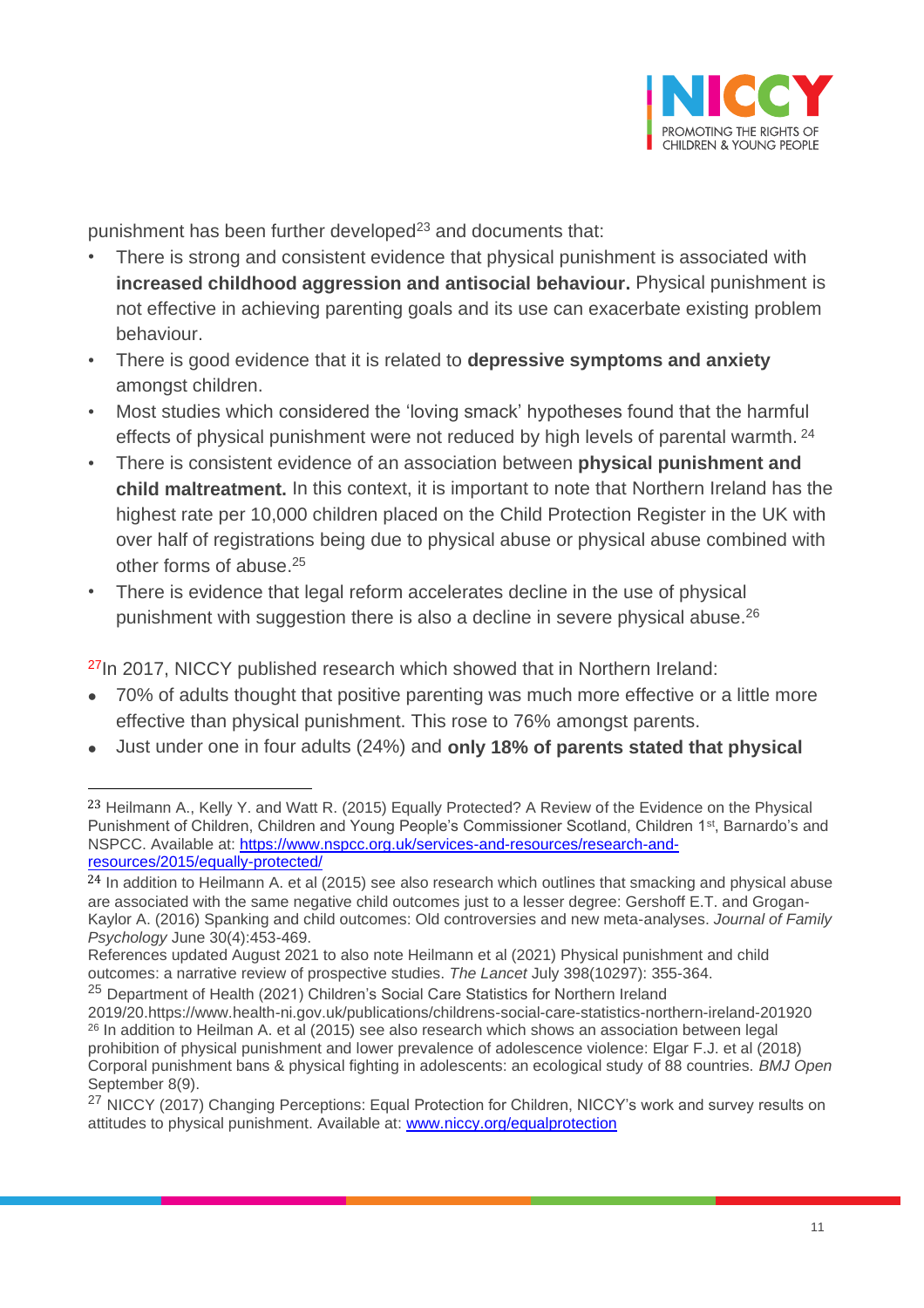punishment has been further developed[23] and documents that:

- There is strong and consistent evidence that physical punishment is associated with **increased childhood aggression and antisocial behaviour.** Physical punishment is not effective in achieving parenting goals and its use can exacerbate existing problem behaviour.
- There is good evidence that it is related to **depressive symptoms and anxiety** amongst children.
- Most studies which considered the 'loving smack' hypotheses found that the harmful effects of physical punishment were not reduced by high levels of parental warmth. [24]
- There is consistent evidence of an association between **physical punishment and child maltreatment.** In this context, it is important to note that Northern Ireland has the highest rate per 10,000 children placed on the Child Protection Register in the UK with over half of registrations being due to physical abuse or physical abuse combined with other forms of abuse.[25]
- There is evidence that legal reform accelerates decline in the use of physical punishment with suggestion there is also a decline in severe physical abuse.[26]

[27]In 2017, NICCY published research which showed that in Northern Ireland:

- 70% of adults thought that positive parenting was much more effective or a little more effective than physical punishment. This rose to 76% amongst parents.
- Just under one in four adults (24%) and **only 18% of parents stated that physical**

---

[23] Heilmann A., Kelly Y. and Watt R. (2015) Equally Protected? A Review of the Evidence on the Physical Punishment of Children, Children and Young People's Commissioner Scotland, Children 1st, Barnardo's and NSPCC. Available at: [https://www.nspcc.org.uk/services-and-resources/research-and-resources/2015/equally-protected/](https://www.nspcc.org.uk/services-and-resources/research-and-resources/2015/equally-protected/)

[24] In addition to Heilmann A. et al (2015) see also research which outlines that smacking and physical abuse are associated with the same negative child outcomes just to a lesser degree: Gershoff E.T. and Grogan-Kaylor A. (2016) Spanking and child outcomes: Old controversies and new meta-analyses. *Journal of Family Psychology* June 30(4):453-469.
References updated August 2021 to also note Heilmann et al (2021) Physical punishment and child outcomes: a narrative review of prospective studies. *The Lancet* July 398(10297): 355-364.

[25] Department of Health (2021) Children's Social Care Statistics for Northern Ireland 2019/20.https://www.health-ni.gov.uk/publications/childrens-social-care-statistics-northern-ireland-201920

[26] In addition to Heilman A. et al (2015) see also research which shows an association between legal prohibition of physical punishment and lower prevalence of adolescence violence: Elgar F.J. et al (2018) Corporal punishment bans & physical fighting in adolescents: an ecological study of 88 countries. *BMJ Open* September 8(9).

[27] NICCY (2017) Changing Perceptions: Equal Protection for Children, NICCY's work and survey results on attitudes to physical punishment. Available at: [www.niccy.org/equalprotection](www.niccy.org/equalprotection)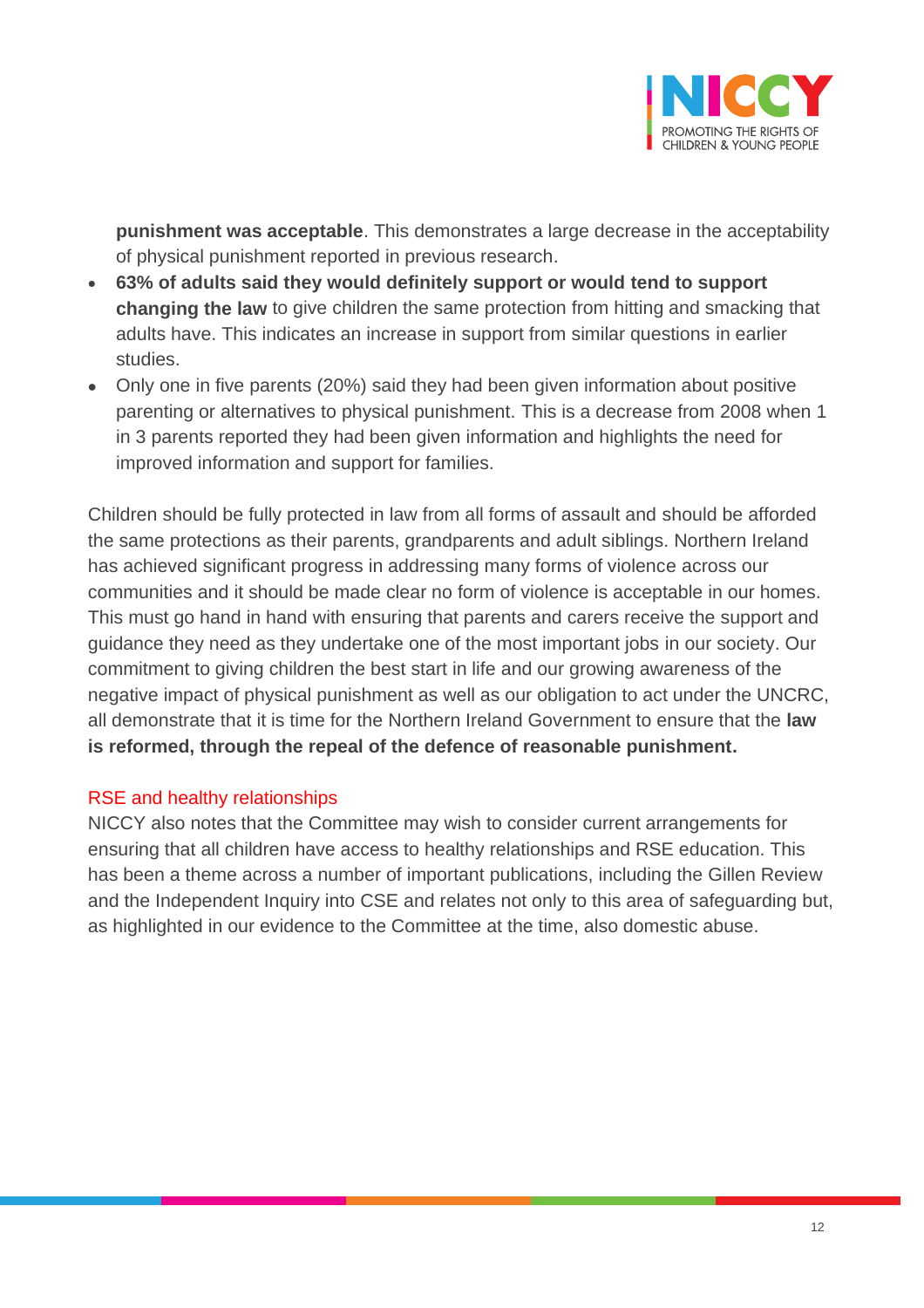**punishment was acceptable**. This demonstrates a large decrease in the acceptability of physical punishment reported in previous research.

- **63% of adults said they would definitely support or would tend to support changing the law** to give children the same protection from hitting and smacking that adults have. This indicates an increase in support from similar questions in earlier studies.
- Only one in five parents (20%) said they had been given information about positive parenting or alternatives to physical punishment. This is a decrease from 2008 when 1 in 3 parents reported they had been given information and highlights the need for improved information and support for families.

Children should be fully protected in law from all forms of assault and should be afforded the same protections as their parents, grandparents and adult siblings. Northern Ireland has achieved significant progress in addressing many forms of violence across our communities and it should be made clear no form of violence is acceptable in our homes. This must go hand in hand with ensuring that parents and carers receive the support and guidance they need as they undertake one of the most important jobs in our society. Our commitment to giving children the best start in life and our growing awareness of the negative impact of physical punishment as well as our obligation to act under the UNCRC, all demonstrate that it is time for the Northern Ireland Government to ensure that the **law is reformed, through the repeal of the defence of reasonable punishment.**

### RSE and healthy relationships

NICCY also notes that the Committee may wish to consider current arrangements for ensuring that all children have access to healthy relationships and RSE education. This has been a theme across a number of important publications, including the Gillen Review and the Independent Inquiry into CSE and relates not only to this area of safeguarding but, as highlighted in our evidence to the Committee at the time, also domestic abuse.